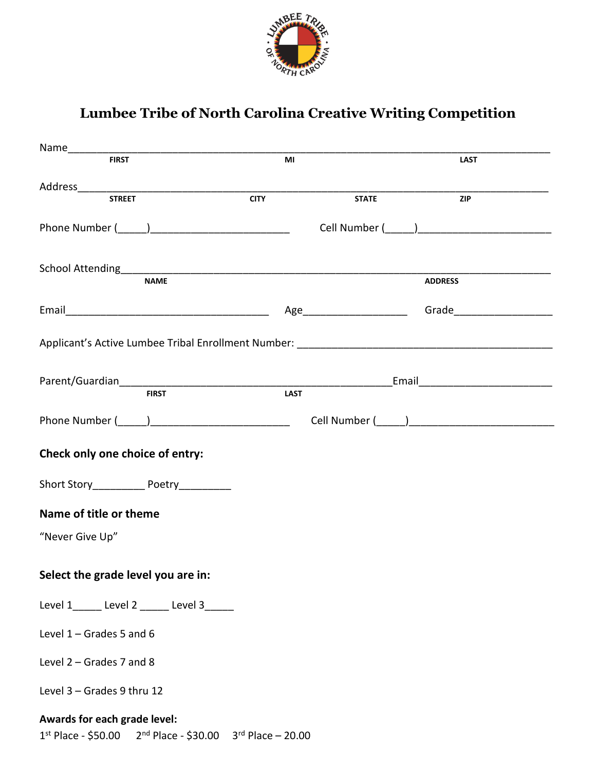# Lumbee Tribe of North Carolina Creative Writing Competition

Name_______________________________________________________________________________
FIRST MI LAST

Address_____________________________________________________________________________
STREET CITY STATE ZIP

Phone Number (_____)________________________ Cell Number (_____)______________________

School Attending_______________________________________________________________________
NAME ADDRESS

Email____________________________________ Age__________________ Grade_________________

Applicant's Active Lumbee Tribal Enrollment Number: ___________________________________________

Parent/Guardian________________________________________________Email_______________________
FIRST LAST

Phone Number (_____)________________________ Cell Number (_____)________________________

**Check only one choice of entry:**

Short Story_________ Poetry_________

**Name of title or theme**

"Never Give Up"

**Select the grade level you are in:**

Level 1_____ Level 2 _____ Level 3_____

Level 1 – Grades 5 and 6

Level 2 – Grades 7 and 8

Level 3 – Grades 9 thru 12

**Awards for each grade level:**

1st Place - $50.00 2nd Place - $30.00 3rd Place – 20.00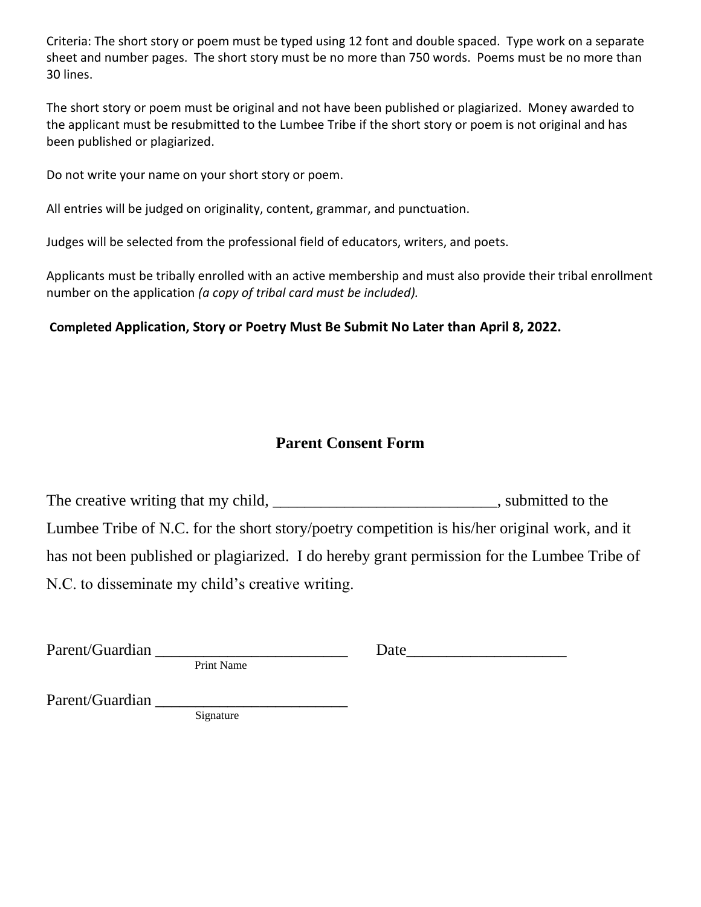Criteria: The short story or poem must be typed using 12 font and double spaced. Type work on a separate sheet and number pages. The short story must be no more than 750 words. Poems must be no more than 30 lines.

The short story or poem must be original and not have been published or plagiarized. Money awarded to the applicant must be resubmitted to the Lumbee Tribe if the short story or poem is not original and has been published or plagiarized.

Do not write your name on your short story or poem.

All entries will be judged on originality, content, grammar, and punctuation.

Judges will be selected from the professional field of educators, writers, and poets.

Applicants must be tribally enrolled with an active membership and must also provide their tribal enrollment number on the application *(a copy of tribal card must be included).*

**Completed Application, Story or Poetry Must Be Submit No Later than April 8, 2022.**

## Parent Consent Form

The creative writing that my child, ____________________________, submitted to the Lumbee Tribe of N.C. for the short story/poetry competition is his/her original work, and it has not been published or plagiarized. I do hereby grant permission for the Lumbee Tribe of N.C. to disseminate my child's creative writing.

Parent/Guardian _________________________ Date____________________
Print Name

Parent/Guardian _________________________
Signature